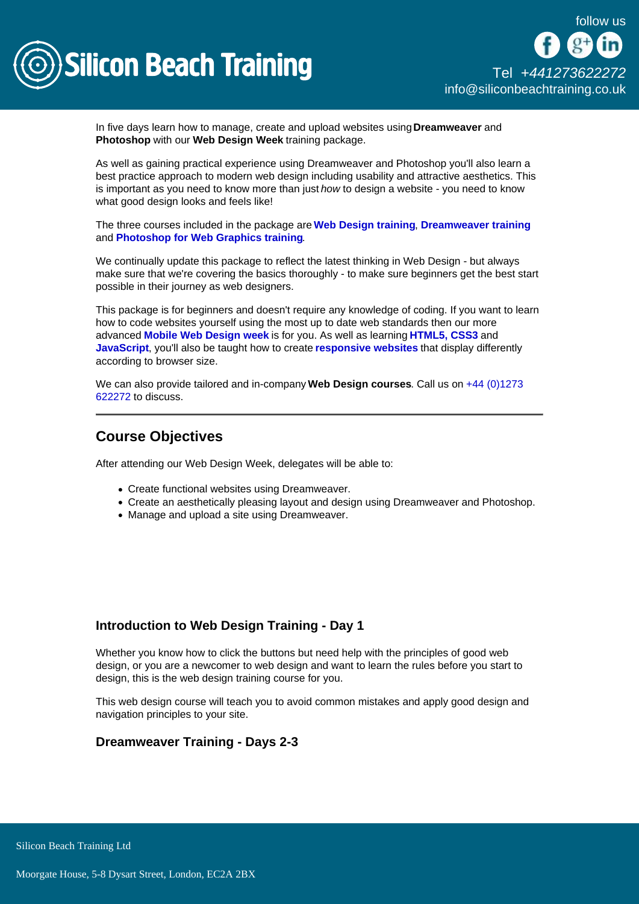In five days learn how to manage, create and upload websites using **Dreamweaver** and **Photoshop** with our **Web Design Week** training package.

As well as gaining practical experience using Dreamweaver and Photoshop you'll also learn a best practice approach to modern web design including usability and attractive aesthetics. This is important as you need to know more than just *how* to design a website - you need to know what good design looks and feels like!

The three courses included in the package are **Web Design training**, **Dreamweaver training** and **Photoshop for Web Graphics training**.

We continually update this package to reflect the latest thinking in Web Design - but always make sure that we're covering the basics thoroughly - to make sure beginners get the best start possible in their journey as web designers.

This package is for beginners and doesn't require any knowledge of coding. If you want to learn how to code websites yourself using the most up to date web standards then our more advanced **Mobile Web Design week** is for you. As well as learning **HTML5, CSS3** and **JavaScript**, you'll also be taught how to create **responsive websites** that display differently according to browser size.

We can also provide tailored and in-company **Web Design courses**. Call us on +44 (0)1273 622272 to discuss.

---

## Course Objectives

After attending our Web Design Week, delegates will be able to:

- Create functional websites using Dreamweaver.
- Create an aesthetically pleasing layout and design using Dreamweaver and Photoshop.
- Manage and upload a site using Dreamweaver.

### Introduction to Web Design Training - Day 1

Whether you know how to click the buttons but need help with the principles of good web design, or you are a newcomer to web design and want to learn the rules before you start to design, this is the web design training course for you.

This web design course will teach you to avoid common mistakes and apply good design and navigation principles to your site.

### Dreamweaver Training - Days 2-3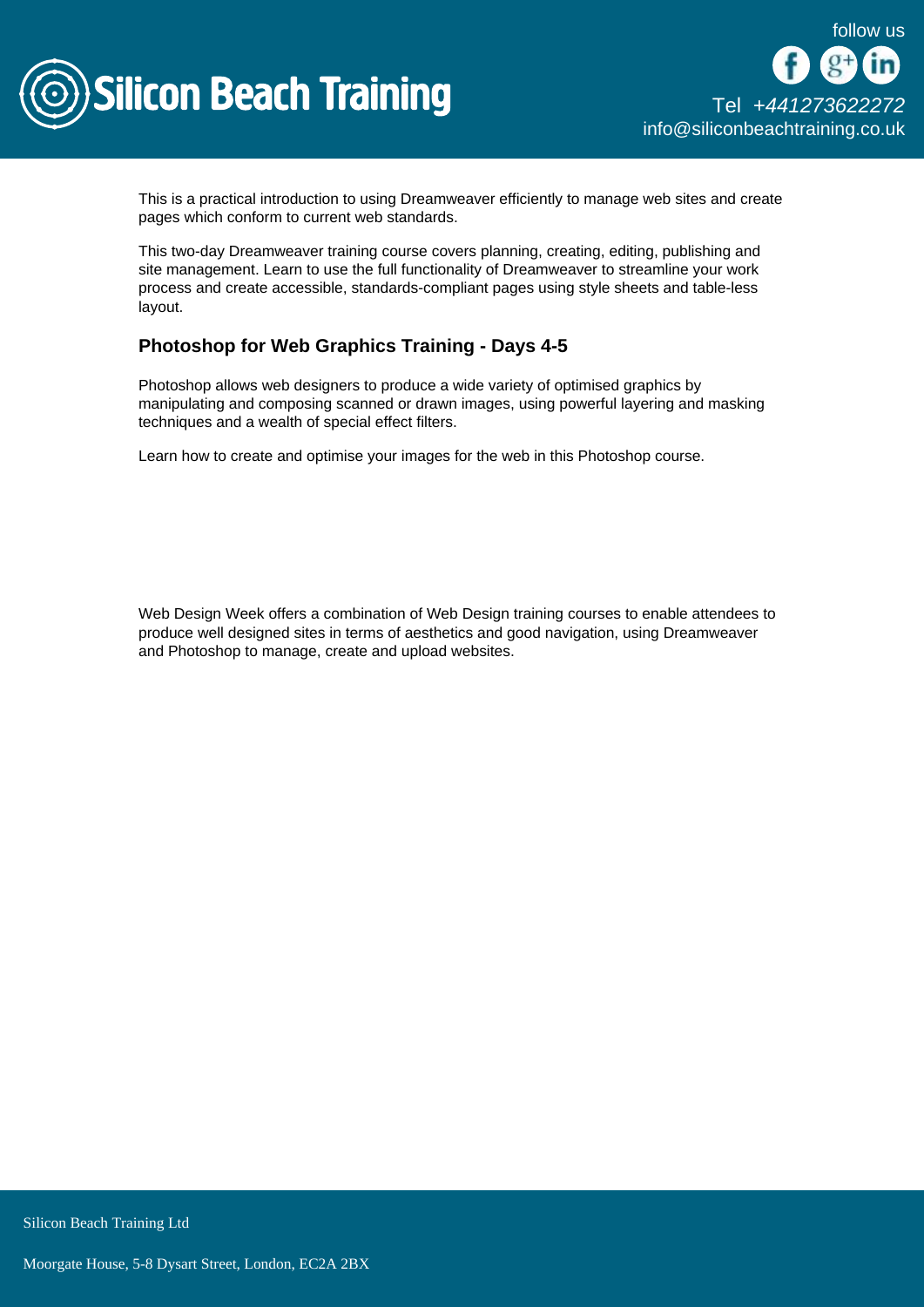This is a practical introduction to using Dreamweaver efficiently to manage web sites and create pages which conform to current web standards.

This two-day Dreamweaver training course covers planning, creating, editing, publishing and site management. Learn to use the full functionality of Dreamweaver to streamline your work process and create accessible, standards-compliant pages using style sheets and table-less layout.

### Photoshop for Web Graphics Training - Days 4-5

Photoshop allows web designers to produce a wide variety of optimised graphics by manipulating and composing scanned or drawn images, using powerful layering and masking techniques and a wealth of special effect filters.

Learn how to create and optimise your images for the web in this Photoshop course.

Web Design Week offers a combination of Web Design training courses to enable attendees to produce well designed sites in terms of aesthetics and good navigation, using Dreamweaver and Photoshop to manage, create and upload websites.